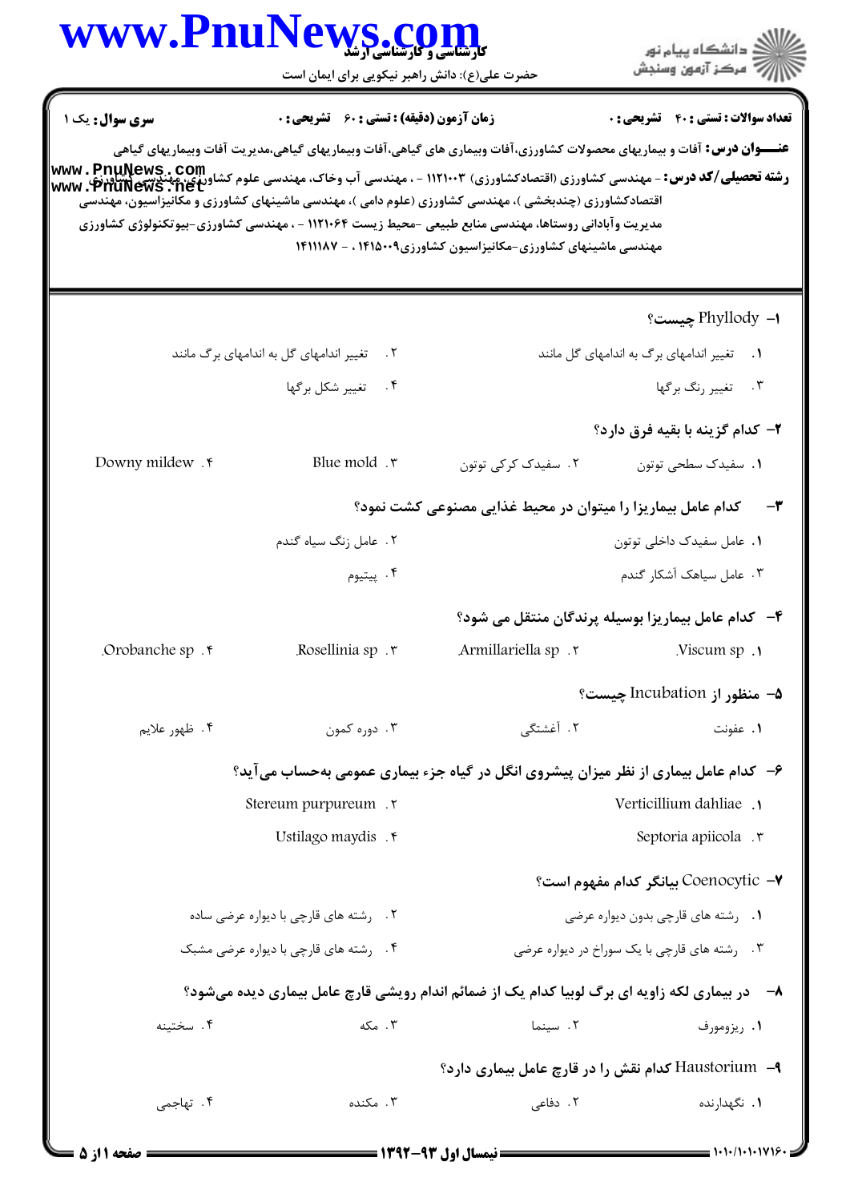**سری سوال:** یک ۱

**زمان آزمون (دقیقه) : تستی : ۶۰ تشریحی : ۰**

**تعداد سوالات : تستی : ۴۰ تشریحی : ۰**

**عنـــوان درس:** آفات و بیماریهای محصولات کشاورزی،آفات وبیماری های گیاهی،آفات وبیماریهای گیاهی،مدیریت آفات وبیماریهای گیاهی

**رشته تحصیلی/کد درس:** - مهندسی کشاورزی (اقتصادکشاورزی) ۱۱۲۱۰۰۳ - ، مهندسی آب وخاک، مهندسی علوم کشاورزی، مهندسی کشاورزی-اقتصادکشاورزی (چندبخشی )، مهندسی کشاورزی (علوم دامی )، مهندسی ماشینهای کشاورزی و مکانیزاسیون، مهندسی مدیریت وآبادانی روستاها، مهندسی منابع طبیعی -محیط زیست ۱۱۲۱۰۶۴ - ، مهندسی کشاورزی-بیوتکنولوژی کشاورزی مهندسی ماشینهای کشاورزی-مکانیزاسیون کشاورزی۱۴۱۵۰۰۹ ، - ۱۴۱۱۱۸۷

۱- Phyllody چیست؟

۱. تغییر اندامهای برگ به اندامهای گل مانند

۲. تغییر اندامهای گل به اندامهای برگ مانند

۳. تغییر رنگ برگها

۴. تغییر شکل برگها

۲- کدام گزینه با بقیه فرق دارد؟

۱. سفیدک سطحی توتون

۲. سفیدک کرکی توتون

۳. Blue mold

۴. Downy mildew

۳- کدام عامل بیماریزا را میتوان در محیط غذایی مصنوعی کشت نمود؟

۱. عامل سفیدک داخلی توتون

۲. عامل زنگ سیاه گندم

۳. عامل سیاهک آشکار گندم

۴. پیتیوم

۴- کدام عامل بیماریزا بوسیله پرندگان منتقل می شود؟

۱. Viscum sp.

۲. Armillariella sp.

۳. Rosellinia sp.

۴. Orobanche sp.

۵- منظور از Incubation چیست؟

۱. عفونت

۲. آغشتگی

۳. دوره کمون

۴. ظهور علایم

۶- کدام عامل بیماری از نظر میزان پیشروی انگل در گیاه جزء بیماری عمومی به‌حساب می‌آید؟

۱. Verticillium dahliae

۲. Stereum purpureum

۳. Septoria apiicola

۴. Ustilago maydis

۷- Coenocytic بیانگر کدام مفهوم است؟

۱. رشته های قارچی بدون دیواره عرضی

۲. رشته های قارچی با دیواره عرضی ساده

۳. رشته های قارچی با یک سوراخ در دیواره عرضی

۴. رشته های قارچی با دیواره عرضی مشبک

۸- در بیماری لکه زاویه ای برگ لوبیا کدام یک از ضمائم اندام رویشی قارچ عامل بیماری دیده می‌شود؟

۱. ریزومورف

۲. سینما

۳. مکه

۴. سختینه

۹- Haustorium کدام نقش را در قارچ عامل بیماری دارد؟

۱. نگهدارنده

۲. دفاعی

۳. مکنده

۴. تهاجمی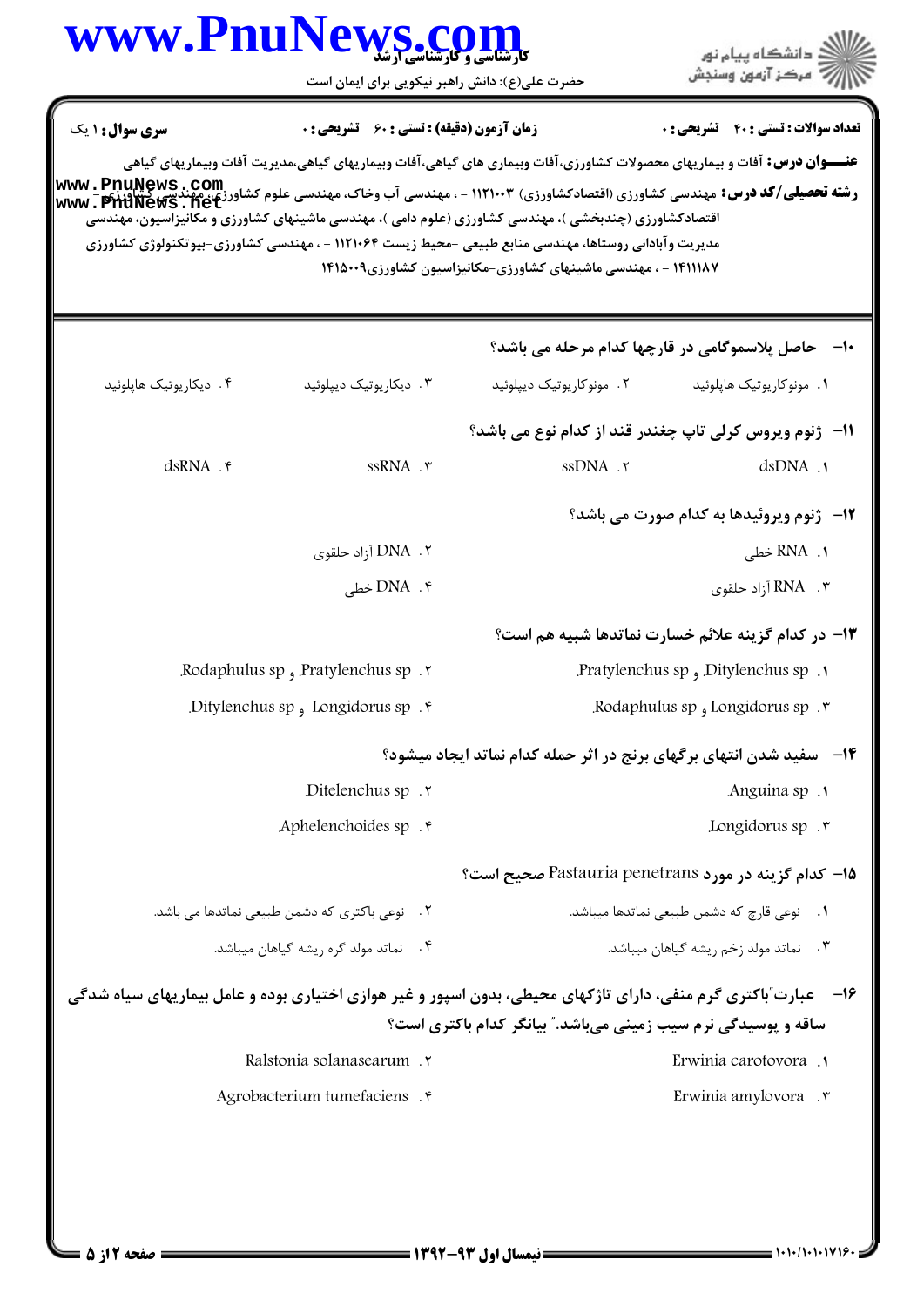**سری سوال:** ۱ یک

**زمان آزمون (دقیقه) : تستی :** ۶۰ **تشریحی :** ۰

**تعداد سوالات : تستی :** ۴۰ **تشریحی :** ۰

**عنـــوان درس:** آفات و بیماریهای محصولات کشاورزی،آفات وبیماری های گیاهی،آفات وبیماریهای گیاهی،مدیریت آفات وبیماریهای گیاهی

**رشته تحصیلی/کد درس:** مهندسی کشاورزی (اقتصادکشاورزی) ۱۱۲۱۰۰۳ - ، مهندسی آب وخاک، مهندسی علوم کشاورزی، مهندسی کشاورزی - اقتصادکشاورزی (چندبخشی )، مهندسی کشاورزی (علوم دامی )، مهندسی ماشینهای کشاورزی و مکانیزاسیون، مهندسی مدیریت وآبادانی روستاها، مهندسی منابع طبیعی -محیط زیست ۱۱۲۱۰۶۴ - ، مهندسی کشاورزی-بیوتکنولوژی کشاورزی ۱۴۱۱۱۸۷ - ، مهندسی ماشینهای کشاورزی-مکانیزاسیون کشاورزی۱۴۱۵۰۰۹

---

**۱۰- حاصل پلاسموگامی در قارچها کدام مرحله می باشد؟**

۱. مونوکاریوتیک هاپلوئید
۲. مونوکاریوتیک دیپلوئید
۳. دیکاریوتیک دیپلوئید
۴. دیکاریوتیک هاپلوئید

**۱۱- ژنوم ویروس کرلی تاپ چغندر قند از کدام نوع می باشد؟**

۱. dsDNA
۲. ssDNA
۳. ssRNA
۴. dsRNA

**۱۲- ژنوم ویروئیدها به کدام صورت می باشد؟**

۱. RNA خطی
۲. DNA آزاد حلقوی
۳. RNA آزاد حلقوی
۴. DNA خطی

**۱۳- در کدام گزینه علائم خسارت نماتدها شبیه هم است؟**

۱. Ditylenchus sp و Pratylenchus sp.
۲. Pratylenchus sp و Rodaphulus sp.
۳. Longidorus sp و Rodaphulus sp.
۴. Longidorus sp و Ditylenchus sp.

**۱۴- سفید شدن انتهای برگهای برنج در اثر حمله کدام نماتد ایجاد میشود؟**

۱. Anguina sp.
۲. Ditelenchus sp.
۳. Longidorus sp.
۴. Aphelenchoides sp.

**۱۵- کدام گزینه در مورد Pastauria penetrans صحیح است؟**

۱. نوعی قارچ که دشمن طبیعی نماتدها میباشد.
۲. نوعی باکتری که دشمن طبیعی نماتدها می باشد.
۳. نماتد مولد زخم ریشه گیاهان میباشد.
۴. نماتد مولد گره ریشه گیاهان میباشد.

**۱۶- عبارت"باکتری گرم منفی، دارای تاژکهای محیطی، بدون اسپور و غیر هوازی اختیاری بوده و عامل بیماریهای سیاه شدگی ساقه و پوسیدگی نرم سیب زمینی میباشد." بیانگر کدام باکتری است؟**

۱. Erwinia carotovora
۲. Ralstonia solanasearum
۳. Erwinia amylovora
۴. Agrobacterium tumefaciens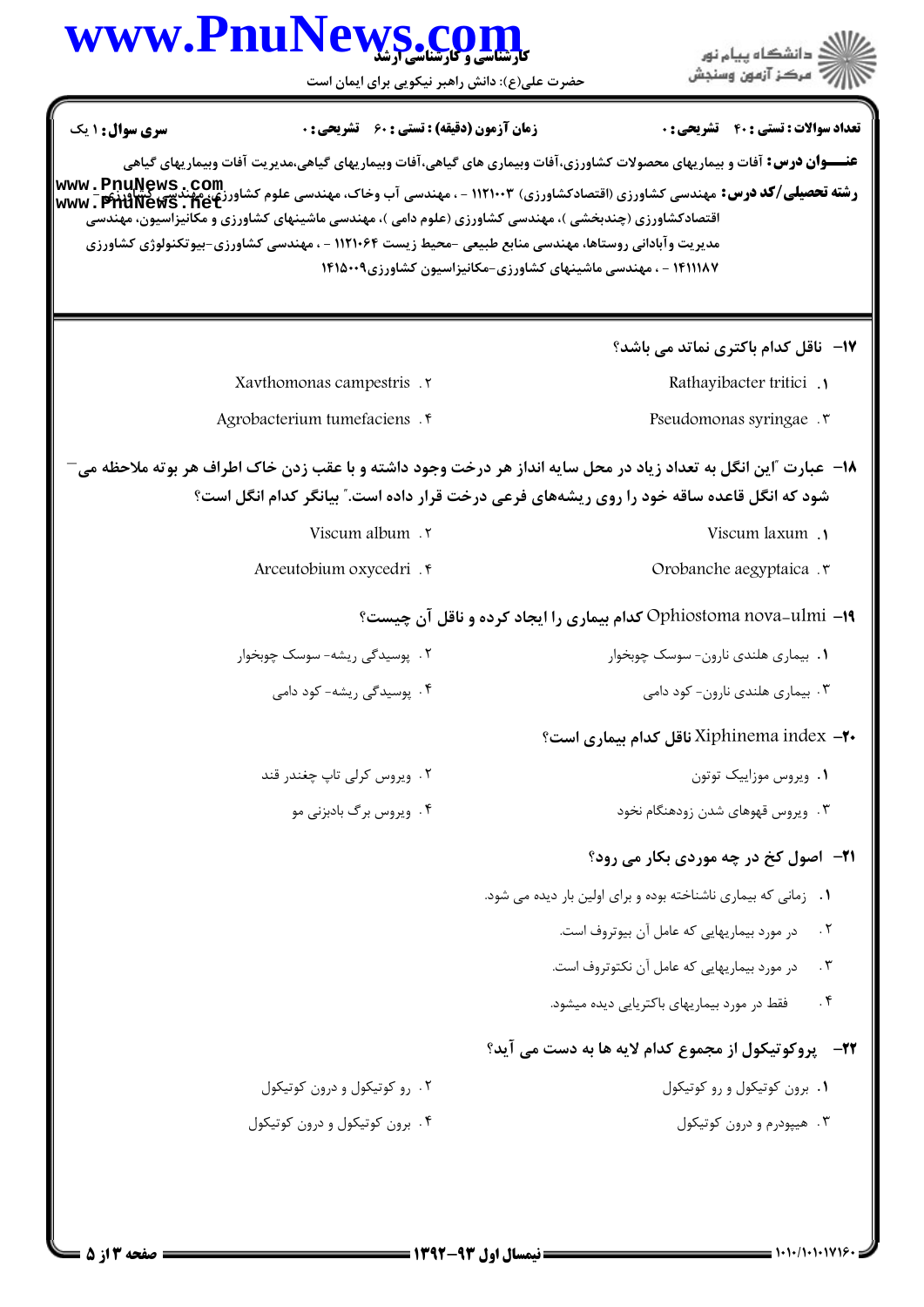**سری سوال:** ۱ یک | **زمان آزمون (دقیقه) : تستی : ۶۰ تشریحی : ۰** | **تعداد سوالات : تستی : ۴۰ تشریحی : ۰**

**عنـــوان درس:** آفات و بیماریهای محصولات کشاورزی،آفات وبیماری های گیاهی،آفات وبیماریهای گیاهی،مدیریت آفات وبیماریهای گیاهی

**رشته تحصیلی/کد درس:** مهندسی کشاورزی (اقتصادکشاورزی) ۱۱۲۱۰۰۳ - ، مهندسی آب وخاک، مهندسی علوم کشاورزی، مهندسی کشاورزی - اقتصادکشاورزی (چندبخشی )، مهندسی کشاورزی (علوم دامی )، مهندسی ماشینهای کشاورزی و مکانیزاسیون، مهندسی مدیریت وآبادانی روستاها، مهندسی منابع طبیعی -محیط زیست ۱۱۲۱۰۶۴ - ، مهندسی کشاورزی-بیوتکنولوژی کشاورزی ۱۴۱۱۱۸۷ - ، مهندسی ماشینهای کشاورزی-مکانیزاسیون کشاورزی۱۴۱۵۰۰۹

---

**۱۷- ناقل کدام باکتری نماتد می باشد؟**

۱. Rathayibacter tritici

۲. Xavthomonas campestris

۳. Pseudomonas syringae

۴. Agrobacterium tumefaciens

**۱۸- عبارت "این انگل به تعداد زیاد در محل سایه انداز هر درخت وجود داشته و با عقب زدن خاک اطراف هر بوته ملاحظه می شود که انگل قاعده ساقه خود را روی ریشه‌های فرعی درخت قرار داده است." بیانگر کدام انگل است؟**

۱. Viscum laxum

۲. Viscum album

۳. Orobanche aegyptaica

۴. Arceutobium oxycedri

**۱۹- Ophiostoma nova-ulmi کدام بیماری را ایجاد کرده و ناقل آن چیست؟**

۱. بیماری هلندی نارون- سوسک چوبخوار

۲. پوسیدگی ریشه- سوسک چوبخوار

۳. بیماری هلندی نارون- کود دامی

۴. پوسیدگی ریشه- کود دامی

**۲۰- Xiphinema index ناقل کدام بیماری است؟**

۱. ویروس موزاییک توتون

۲. ویروس کرلی تاپ چغندر قند

۳. ویروس قهوهای شدن زودهنگام نخود

۴. ویروس برگ بادبزنی مو

**۲۱- اصول کخ در چه موردی بکار می رود؟**

۱. زمانی که بیماری ناشناخته بوده و برای اولین بار دیده می شود.

۲. در مورد بیماریهایی که عامل آن بیوتروف است.

۳. در مورد بیماریهایی که عامل آن نکتوتروف است.

۴. فقط در مورد بیماریهای باکتریایی دیده میشود.

**۲۲- پروکوتیکول از مجموع کدام لایه ها به دست می آید؟**

۱. برون کوتیکول و رو کوتیکول

۲. رو کوتیکول و درون کوتیکول

۳. هیپودرم و درون کوتیکول

۴. برون کوتیکول و درون کوتیکول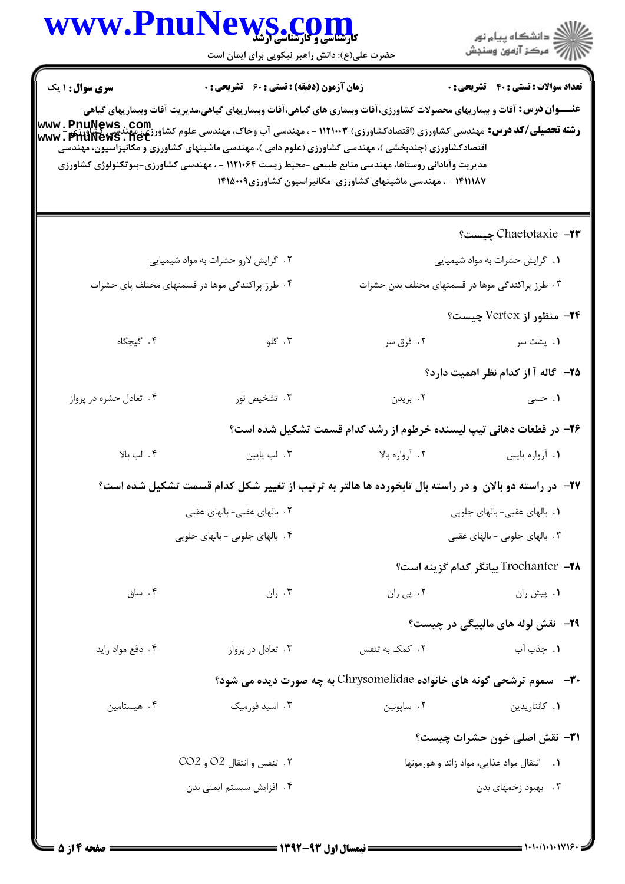**سری سوال:** ۱ یک

**زمان آزمون (دقیقه) : تستی : ۶۰ تشریحی : ۰**

**تعداد سوالات : تستی : ۴۰ تشریحی : ۰**

**عنـــوان درس:** آفات و بیماریهای محصولات کشاورزی،آفات وبیماری های گیاهی،آفات وبیماریهای گیاهی،مدیریت آفات وبیماریهای گیاهی

**رشته تحصیلی/کد درس:** مهندسی کشاورزی (اقتصادکشاورزی) ۱۱۲۱۰۰۳ - ، مهندسی آب وخاک، مهندسی علوم کشاورزی، مهندسی کشاورزی - اقتصادکشاورزی (چندبخشی )، مهندسی کشاورزی (علوم دامی )، مهندسی ماشینهای کشاورزی و مکانیزاسیون، مهندسی مدیریت وآبادانی روستاها، مهندسی منابع طبیعی -محیط زیست ۱۱۲۱۰۶۴ - ، مهندسی کشاورزی -بیوتکنولوژی کشاورزی ۱۴۱۱۱۸۷ - ، مهندسی ماشینهای کشاورزی-مکانیزاسیون کشاورزی۱۴۱۵۰۰۹

**۲۳- Chaetotaxie چیست؟**

۱. گرایش حشرات به مواد شیمیایی

۲. گرایش لارو حشرات به مواد شیمیایی

۳. طرز پراکندگی موها در قسمتهای مختلف بدن حشرات

۴. طرز پراکندگی موها در قسمتهای مختلف پای حشرات

**۲۴- منظور از Vertex چیست؟**

۱. پشت سر

۲. فرق سر

۳. گلو

۴. گیجگاه

**۲۵- گاله آ از کدام نظر اهمیت دارد؟**

۱. حسی

۲. بریدن

۳. تشخیص نور

۴. تعادل حشره در پرواز

**۲۶- در قطعات دهانی تیپ لیسنده خرطوم از رشد کدام قسمت تشکیل شده است؟**

۱. آرواره پایین

۲. آرواره بالا

۳. لب پایین

۴. لب بالا

**۲۷- در راسته دو بالان و در راسته بال تابخورده ها هالتر به ترتیب از تغییر شکل کدام قسمت تشکیل شده است؟**

۱. بالهای عقبی- بالهای جلویی

۲. بالهای عقبی- بالهای عقبی

۳. بالهای جلویی - بالهای عقبی

۴. بالهای جلویی - بالهای جلویی

**۲۸- Trochanter بیانگر کدام گزینه است؟**

۱. پیش ران

۲. پی ران

۳. ران

۴. ساق

**۲۹- نقش لوله های مالپیگی در چیست؟**

۱. جذب آب

۲. کمک به تنفس

۳. تعادل در پرواز

۴. دفع مواد زاید

**۳۰- سموم ترشحی گونه های خانواده Chrysomelidae به چه صورت دیده می شود؟**

۱. کانتاریدین

۲. ساپونین

۳. اسید فورمیک

۴. هیستامین

**۳۱- نقش اصلی خون حشرات چیست؟**

۱. انتقال مواد غذایی، مواد زائد و هورمونها

۲. تنفس و انتقال $O_2$ و $CO_2$

۳. بهبود زخمهای بدن

۴. افزایش سیستم ایمنی بدن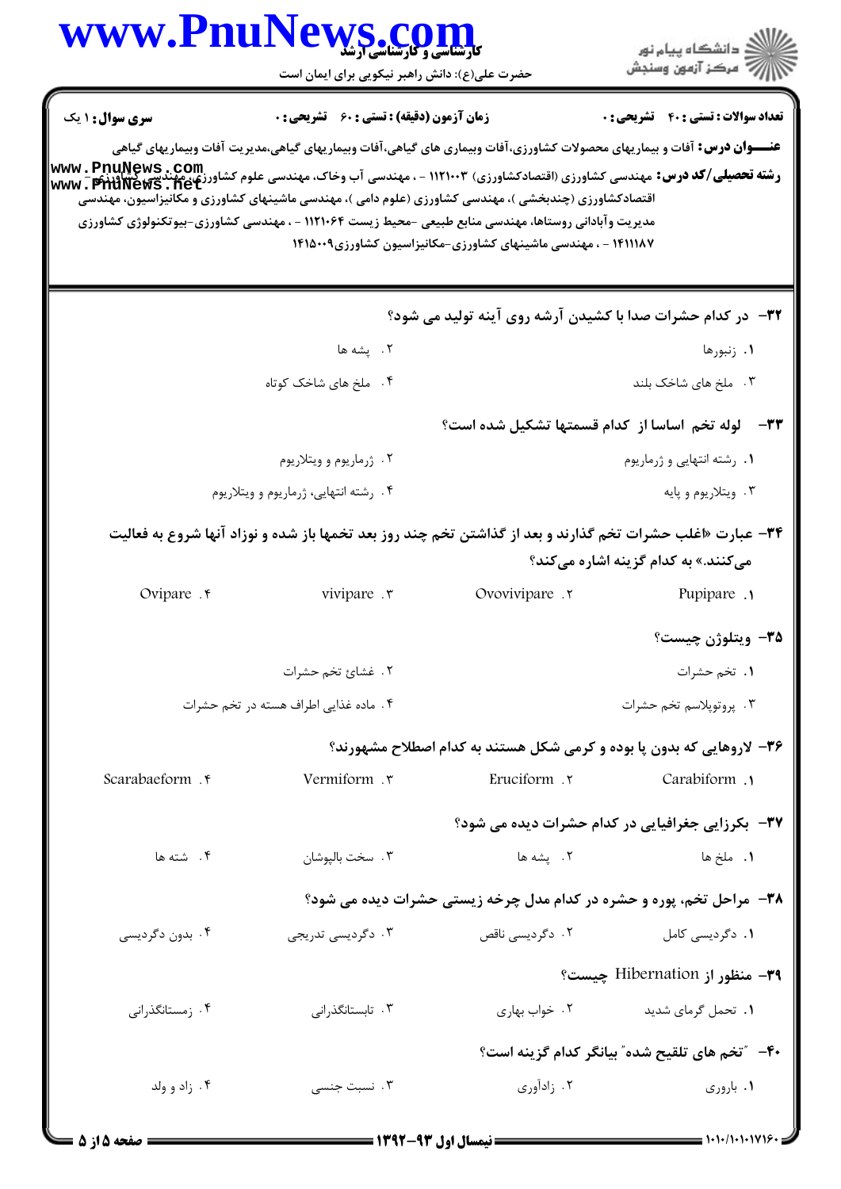**تعداد سوالات : تستی : ۴۰ تشریحی : ۰** | **زمان آزمون (دقیقه) : تستی : ۶۰ تشریحی : ۰** | **سری سوال : ۱ یک**

**عنـــوان درس:** آفات و بیماریهای محصولات کشاورزی،آفات وبیماری های گیاهی،آفات وبیماریهای گیاهی،مدیریت آفات وبیماریهای گیاهی

**رشته تحصیلی/کد درس:** مهندسی کشاورزی (اقتصادکشاورزی) ۱۱۲۱۰۰۳ - ، مهندسی آب وخاک، مهندسی علوم کشاورزی، مهندسی کشاورزی - اقتصادکشاورزی (چندبخشی )، مهندسی کشاورزی (علوم دامی )، مهندسی ماشینهای کشاورزی و مکانیزاسیون، مهندسی مدیریت وآبادانی روستاها، مهندسی منابع طبیعی -محیط زیست ۱۱۲۱۰۶۴ - ، مهندسی کشاورزی-بیوتکنولوژی کشاورزی ۱۴۱۱۱۸۷ - ، مهندسی ماشینهای کشاورزی-مکانیزاسیون کشاورزی۱۴۱۵۰۰۹

---

**۳۲- در کدام حشرات صدا با کشیدن آرشه روی آینه تولید می شود؟**

۱. زنبورها
۲. پشه ها
۳. ملخ های شاخک بلند
۴. ملخ های شاخک کوتاه

**۳۳- لوله تخم اساسا از کدام قسمتها تشکیل شده است؟**

۱. رشته انتهایی و ژرماریوم
۲. ژرماریوم و ویتلاریوم
۳. ویتلاریوم و پایه
۴. رشته انتهایی، ژرماریوم و ویتلاریوم

**۳۴- عبارت «اغلب حشرات تخم گذارند و بعد از گذاشتن تخم چند روز بعد تخمها باز شده و نوزاد آنها شروع به فعالیت می‌کنند.» به کدام گزینه اشاره می‌کند؟**

۱. Pupipare
۲. Ovovivipare
۳. vivipare
۴. Ovipare

**۳۵- ویتلوژن چیست؟**

۱. تخم حشرات
۲. غشاء تخم حشرات
۳. پروتوپلاسم تخم حشرات
۴. ماده غذایی اطراف هسته در تخم حشرات

**۳۶- لاروهایی که بدون پا بوده و کرمی شکل هستند به کدام اصطلاح مشهورند؟**

۱. Carabiform
۲. Eruciform
۳. Vermiform
۴. Scarabaeform

**۳۷- بکرزایی جغرافیایی در کدام حشرات دیده می شود؟**

۱. ملخ ها
۲. پشه ها
۳. سخت بالپوشان
۴. شته ها

**۳۸- مراحل تخم، پوره و حشره در کدام مدل چرخه زیستی حشرات دیده می شود؟**

۱. دگردیسی کامل
۲. دگردیسی ناقص
۳. دگردیسی تدریجی
۴. بدون دگردیسی

**۳۹- منظور از Hibernation چیست؟**

۱. تحمل گرمای شدید
۲. خواب بهاری
۳. تابستانگذرانی
۴. زمستانگذرانی

**۴۰- "تخم های تلقیح شده" بیانگر کدام گزینه است؟**

۱. باروری
۲. زادآوری
۳. نسبت جنسی
۴. زاد و ولد